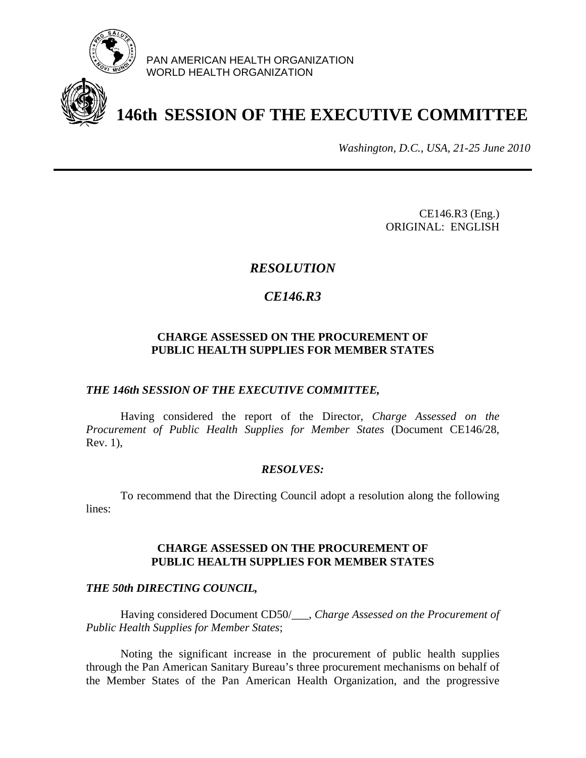PAN AMERICAN HEALTH ORGANIZATION
WORLD HEALTH ORGANIZATION

# 146th SESSION OF THE EXECUTIVE COMMITTEE

*Washington, D.C., USA, 21-25 June 2010*

---

CE146.R3 (Eng.)
ORIGINAL: ENGLISH

## *RESOLUTION*

## *CE146.R3*

### CHARGE ASSESSED ON THE PROCUREMENT OF PUBLIC HEALTH SUPPLIES FOR MEMBER STATES

***THE 146th SESSION OF THE EXECUTIVE COMMITTEE,***

Having considered the report of the Director, *Charge Assessed on the Procurement of Public Health Supplies for Member States* (Document CE146/28, Rev. 1),

***RESOLVES:***

To recommend that the Directing Council adopt a resolution along the following lines:

### CHARGE ASSESSED ON THE PROCUREMENT OF PUBLIC HEALTH SUPPLIES FOR MEMBER STATES

***THE 50th DIRECTING COUNCIL,***

Having considered Document CD50/___, *Charge Assessed on the Procurement of Public Health Supplies for Member States*;

Noting the significant increase in the procurement of public health supplies through the Pan American Sanitary Bureau's three procurement mechanisms on behalf of the Member States of the Pan American Health Organization, and the progressive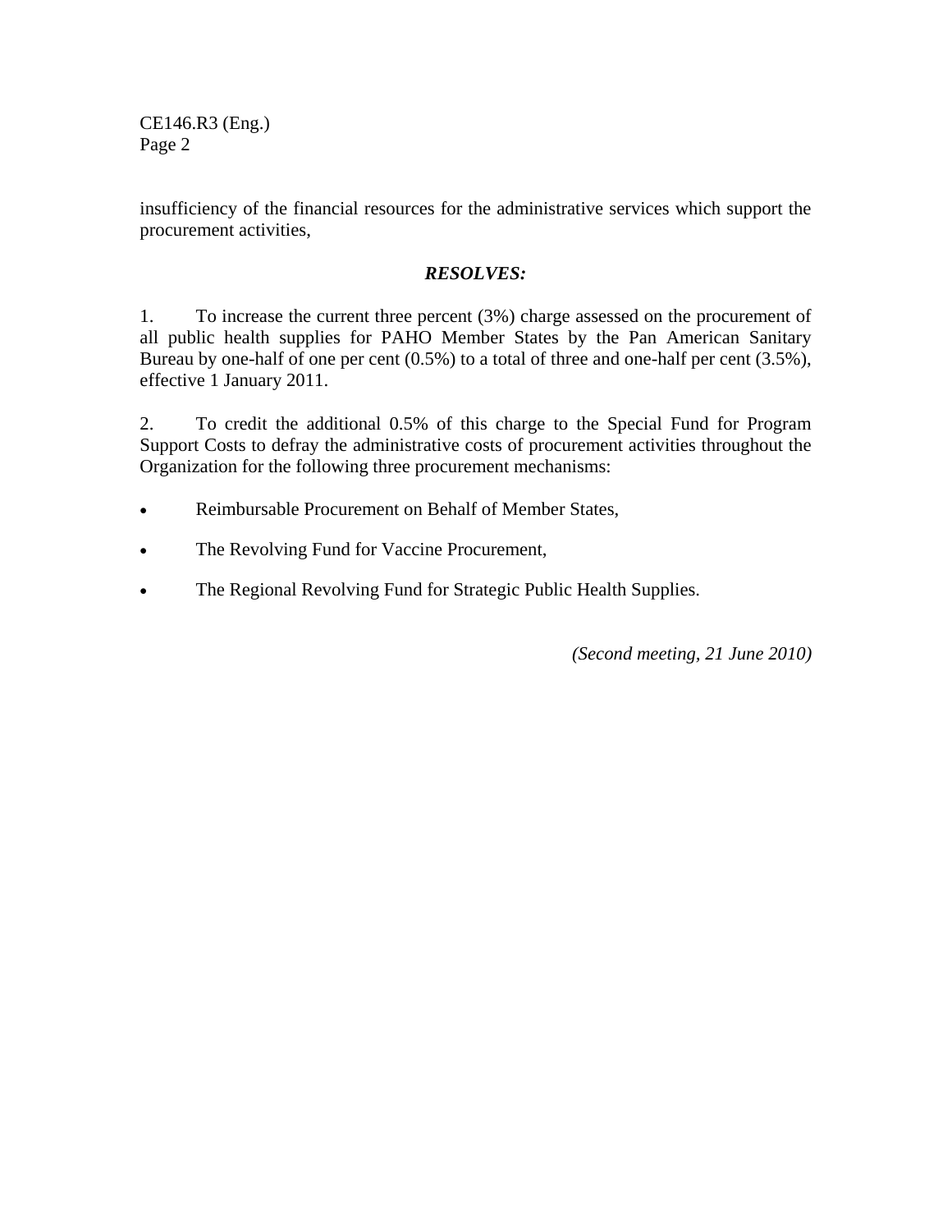insufficiency of the financial resources for the administrative services which support the procurement activities,

***RESOLVES:***

1. To increase the current three percent (3%) charge assessed on the procurement of all public health supplies for PAHO Member States by the Pan American Sanitary Bureau by one-half of one per cent (0.5%) to a total of three and one-half per cent (3.5%), effective 1 January 2011.

2. To credit the additional 0.5% of this charge to the Special Fund for Program Support Costs to defray the administrative costs of procurement activities throughout the Organization for the following three procurement mechanisms:

- Reimbursable Procurement on Behalf of Member States,
- The Revolving Fund for Vaccine Procurement,
- The Regional Revolving Fund for Strategic Public Health Supplies.

*(Second meeting, 21 June 2010)*